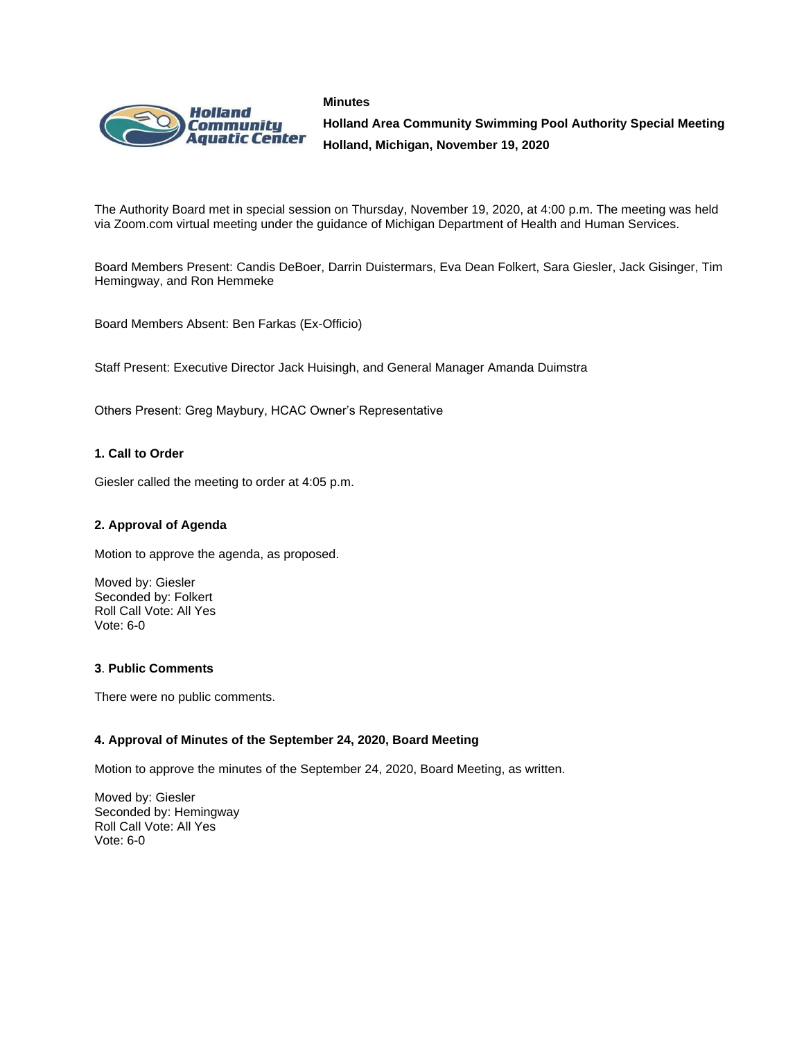**Minutes**

**Holland Area Community Swimming Pool Authority Special Meeting**

**Holland, Michigan, November 19, 2020**

The Authority Board met in special session on Thursday, November 19, 2020, at 4:00 p.m. The meeting was held via Zoom.com virtual meeting under the guidance of Michigan Department of Health and Human Services.

Board Members Present: Candis DeBoer, Darrin Duistermars, Eva Dean Folkert, Sara Giesler, Jack Gisinger, Tim Hemingway, and Ron Hemmeke

Board Members Absent: Ben Farkas (Ex-Officio)

Staff Present: Executive Director Jack Huisingh, and General Manager Amanda Duimstra

Others Present: Greg Maybury, HCAC Owner's Representative

### 1. Call to Order

Giesler called the meeting to order at 4:05 p.m.

### 2. Approval of Agenda

Motion to approve the agenda, as proposed.

Moved by: Giesler
Seconded by: Folkert
Roll Call Vote: All Yes
Vote: 6-0

### 3. Public Comments

There were no public comments.

### 4. Approval of Minutes of the September 24, 2020, Board Meeting

Motion to approve the minutes of the September 24, 2020, Board Meeting, as written.

Moved by: Giesler
Seconded by: Hemingway
Roll Call Vote: All Yes
Vote: 6-0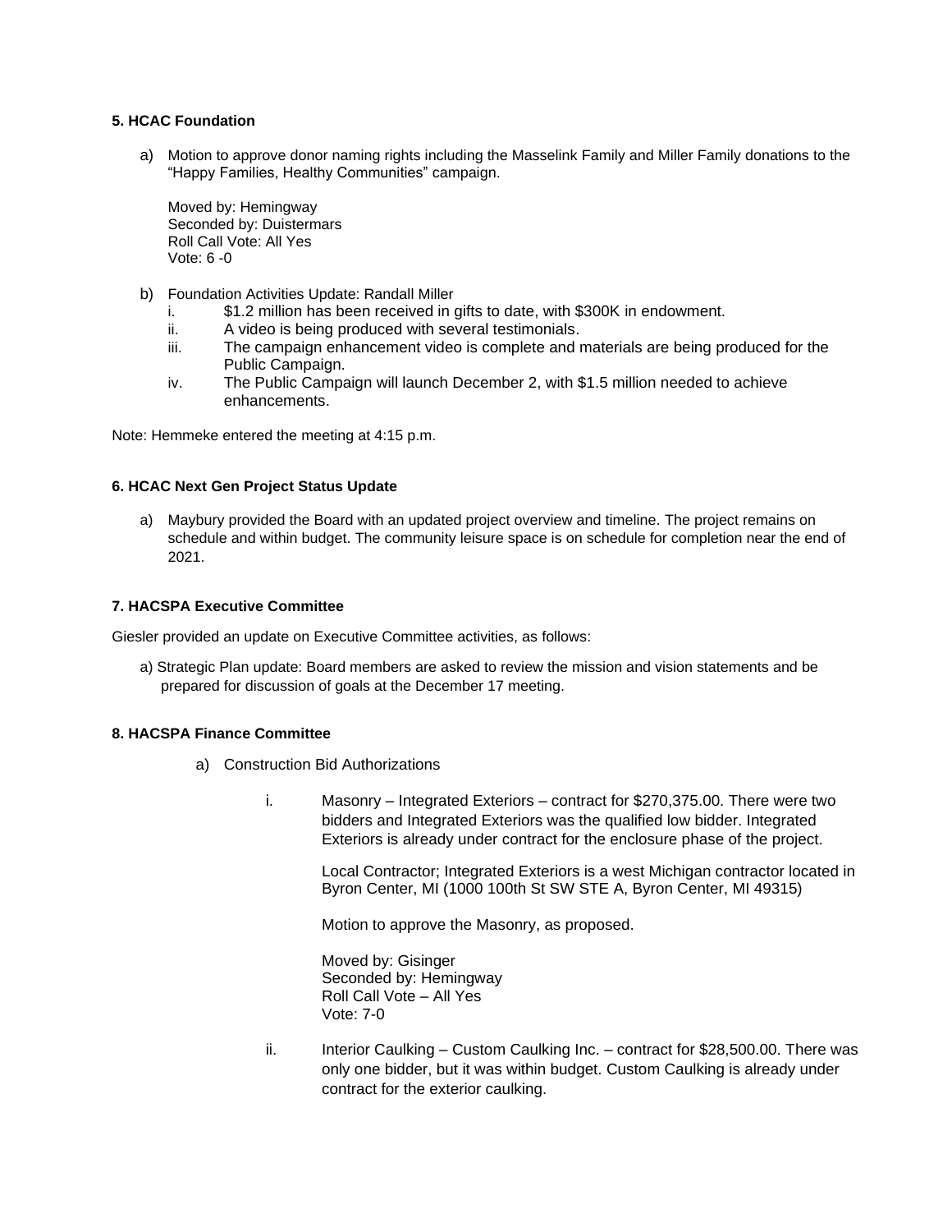### 5. HCAC Foundation

a) Motion to approve donor naming rights including the Masselink Family and Miller Family donations to the "Happy Families, Healthy Communities" campaign.

   Moved by: Hemingway
   Seconded by: Duistermars
   Roll Call Vote: All Yes
   Vote: 6 -0

b) Foundation Activities Update: Randall Miller
   i. $1.2 million has been received in gifts to date, with $300K in endowment.
   ii. A video is being produced with several testimonials.
   iii. The campaign enhancement video is complete and materials are being produced for the Public Campaign.
   iv. The Public Campaign will launch December 2, with $1.5 million needed to achieve enhancements.

Note: Hemmeke entered the meeting at 4:15 p.m.

### 6. HCAC Next Gen Project Status Update

a) Maybury provided the Board with an updated project overview and timeline. The project remains on schedule and within budget. The community leisure space is on schedule for completion near the end of 2021.

### 7. HACSPA Executive Committee

Giesler provided an update on Executive Committee activities, as follows:

a) Strategic Plan update: Board members are asked to review the mission and vision statements and be prepared for discussion of goals at the December 17 meeting.

### 8. HACSPA Finance Committee

a) Construction Bid Authorizations

   i. Masonry – Integrated Exteriors – contract for $270,375.00. There were two bidders and Integrated Exteriors was the qualified low bidder. Integrated Exteriors is already under contract for the enclosure phase of the project.

      Local Contractor; Integrated Exteriors is a west Michigan contractor located in Byron Center, MI (1000 100th St SW STE A, Byron Center, MI 49315)

      Motion to approve the Masonry, as proposed.

      Moved by: Gisinger
      Seconded by: Hemingway
      Roll Call Vote – All Yes
      Vote: 7-0

   ii. Interior Caulking – Custom Caulking Inc. – contract for $28,500.00. There was only one bidder, but it was within budget. Custom Caulking is already under contract for the exterior caulking.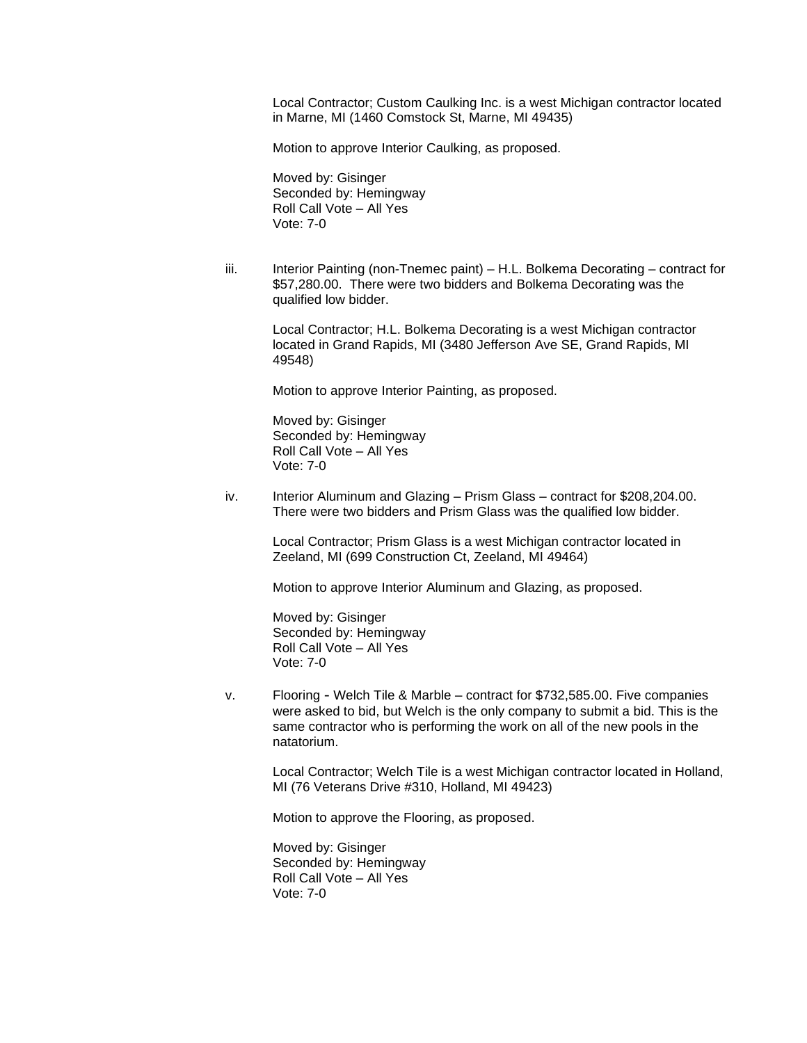Local Contractor; Custom Caulking Inc. is a west Michigan contractor located in Marne, MI (1460 Comstock St, Marne, MI 49435)

Motion to approve Interior Caulking, as proposed.

Moved by: Gisinger
Seconded by: Hemingway
Roll Call Vote – All Yes
Vote: 7-0

iii. Interior Painting (non-Tnemec paint) – H.L. Bolkema Decorating – contract for $57,280.00. There were two bidders and Bolkema Decorating was the qualified low bidder.

Local Contractor; H.L. Bolkema Decorating is a west Michigan contractor located in Grand Rapids, MI (3480 Jefferson Ave SE, Grand Rapids, MI 49548)

Motion to approve Interior Painting, as proposed.

Moved by: Gisinger
Seconded by: Hemingway
Roll Call Vote – All Yes
Vote: 7-0

iv. Interior Aluminum and Glazing – Prism Glass – contract for $208,204.00. There were two bidders and Prism Glass was the qualified low bidder.

Local Contractor; Prism Glass is a west Michigan contractor located in Zeeland, MI (699 Construction Ct, Zeeland, MI 49464)

Motion to approve Interior Aluminum and Glazing, as proposed.

Moved by: Gisinger
Seconded by: Hemingway
Roll Call Vote – All Yes
Vote: 7-0

v. Flooring - Welch Tile & Marble – contract for $732,585.00. Five companies were asked to bid, but Welch is the only company to submit a bid. This is the same contractor who is performing the work on all of the new pools in the natatorium.

Local Contractor; Welch Tile is a west Michigan contractor located in Holland, MI (76 Veterans Drive #310, Holland, MI 49423)

Motion to approve the Flooring, as proposed.

Moved by: Gisinger
Seconded by: Hemingway
Roll Call Vote – All Yes
Vote: 7-0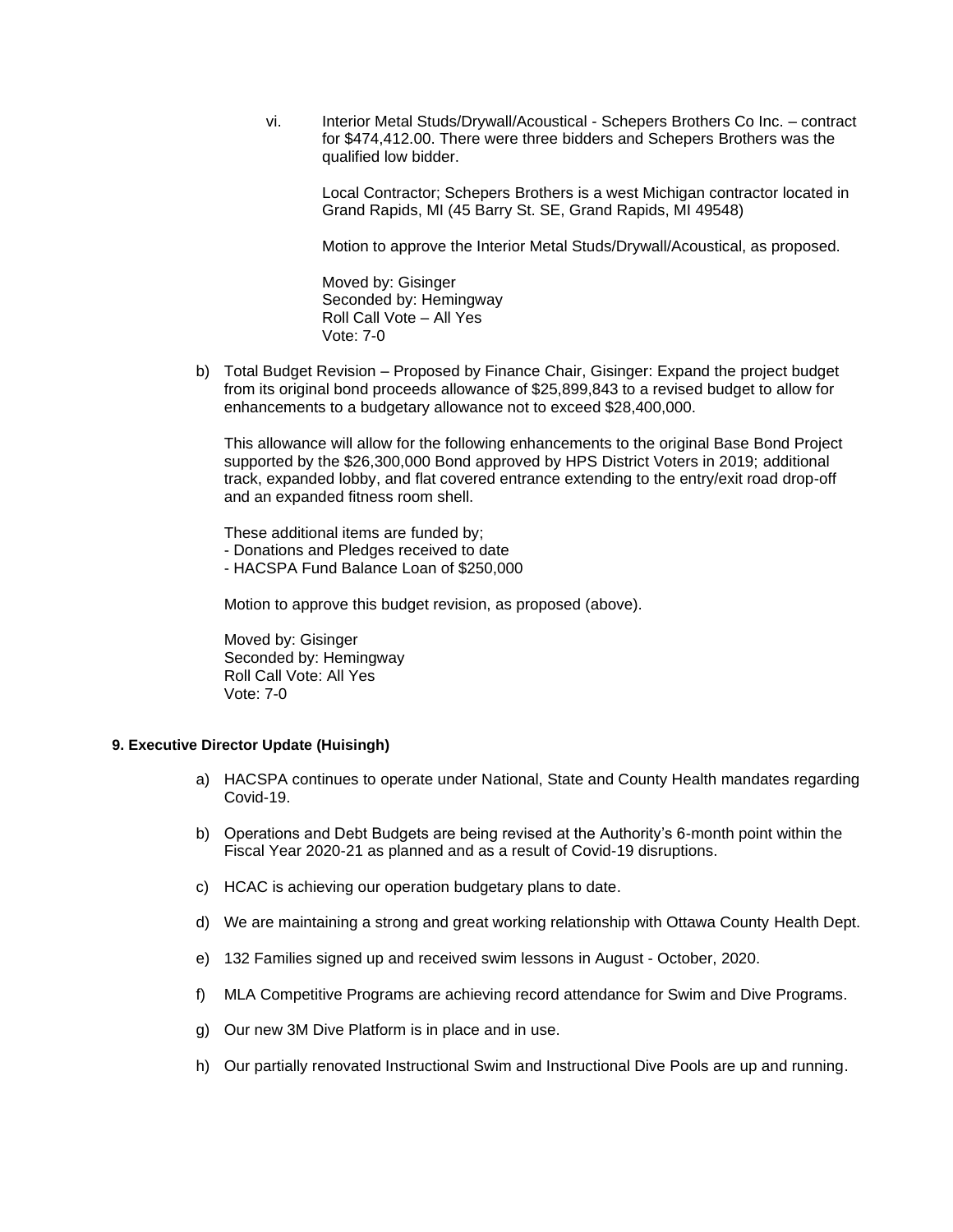vi. Interior Metal Studs/Drywall/Acoustical - Schepers Brothers Co Inc. – contract for $474,412.00. There were three bidders and Schepers Brothers was the qualified low bidder.

   Local Contractor; Schepers Brothers is a west Michigan contractor located in Grand Rapids, MI (45 Barry St. SE, Grand Rapids, MI 49548)

   Motion to approve the Interior Metal Studs/Drywall/Acoustical, as proposed.

   Moved by: Gisinger
   Seconded by: Hemingway
   Roll Call Vote – All Yes
   Vote: 7-0

b) Total Budget Revision – Proposed by Finance Chair, Gisinger: Expand the project budget from its original bond proceeds allowance of $25,899,843 to a revised budget to allow for enhancements to a budgetary allowance not to exceed $28,400,000.

   This allowance will allow for the following enhancements to the original Base Bond Project supported by the $26,300,000 Bond approved by HPS District Voters in 2019; additional track, expanded lobby, and flat covered entrance extending to the entry/exit road drop-off and an expanded fitness room shell.

   These additional items are funded by;
   - Donations and Pledges received to date
   - HACSPA Fund Balance Loan of $250,000

   Motion to approve this budget revision, as proposed (above).

   Moved by: Gisinger
   Seconded by: Hemingway
   Roll Call Vote: All Yes
   Vote: 7-0

**9. Executive Director Update (Huisingh)**

a) HACSPA continues to operate under National, State and County Health mandates regarding Covid-19.

b) Operations and Debt Budgets are being revised at the Authority's 6-month point within the Fiscal Year 2020-21 as planned and as a result of Covid-19 disruptions.

c) HCAC is achieving our operation budgetary plans to date.

d) We are maintaining a strong and great working relationship with Ottawa County Health Dept.

e) 132 Families signed up and received swim lessons in August - October, 2020.

f) MLA Competitive Programs are achieving record attendance for Swim and Dive Programs.

g) Our new 3M Dive Platform is in place and in use.

h) Our partially renovated Instructional Swim and Instructional Dive Pools are up and running.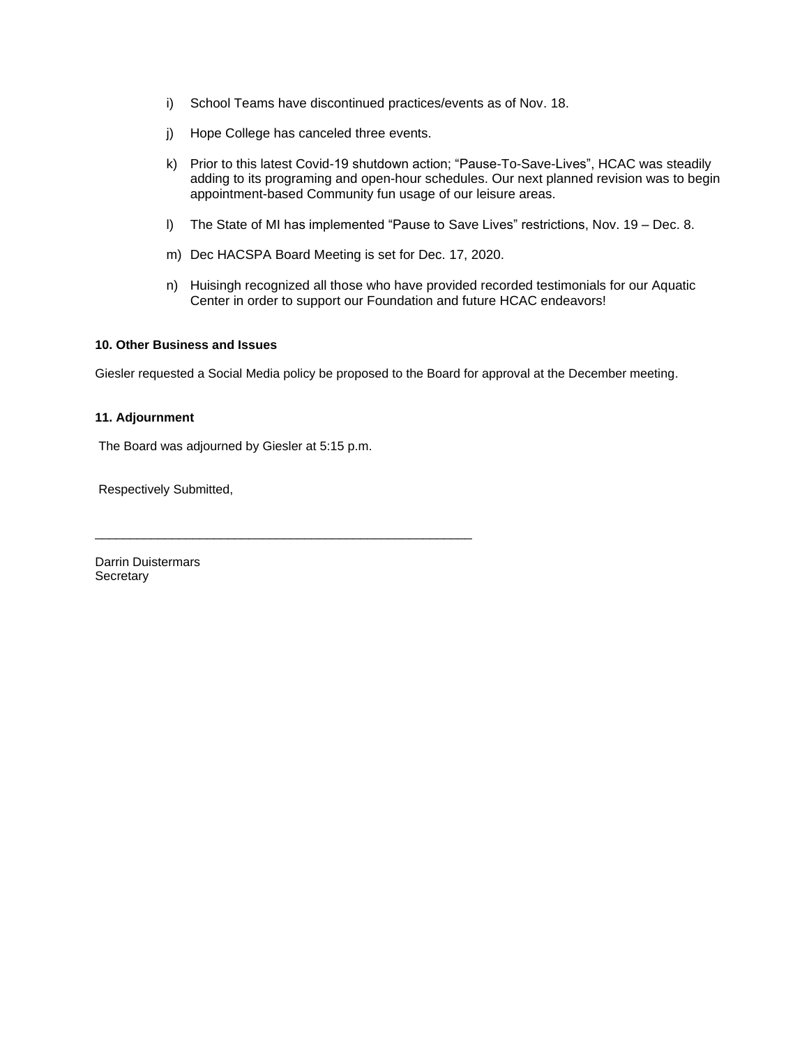i) School Teams have discontinued practices/events as of Nov. 18.

j) Hope College has canceled three events.

k) Prior to this latest Covid-19 shutdown action; "Pause-To-Save-Lives", HCAC was steadily adding to its programing and open-hour schedules. Our next planned revision was to begin appointment-based Community fun usage of our leisure areas.

l) The State of MI has implemented "Pause to Save Lives" restrictions, Nov. 19 – Dec. 8.

m) Dec HACSPA Board Meeting is set for Dec. 17, 2020.

n) Huisingh recognized all those who have provided recorded testimonials for our Aquatic Center in order to support our Foundation and future HCAC endeavors!

**10. Other Business and Issues**

Giesler requested a Social Media policy be proposed to the Board for approval at the December meeting.

**11. Adjournment**

The Board was adjourned by Giesler at 5:15 p.m.

Respectively Submitted,

\_\_\_\_\_\_\_\_\_\_\_\_\_\_\_\_\_\_\_\_\_\_\_\_\_\_\_\_\_\_\_\_\_\_\_\_\_\_\_\_\_\_\_\_\_\_\_\_\_\_\_\_\_\_

Darrin Duistermars
Secretary